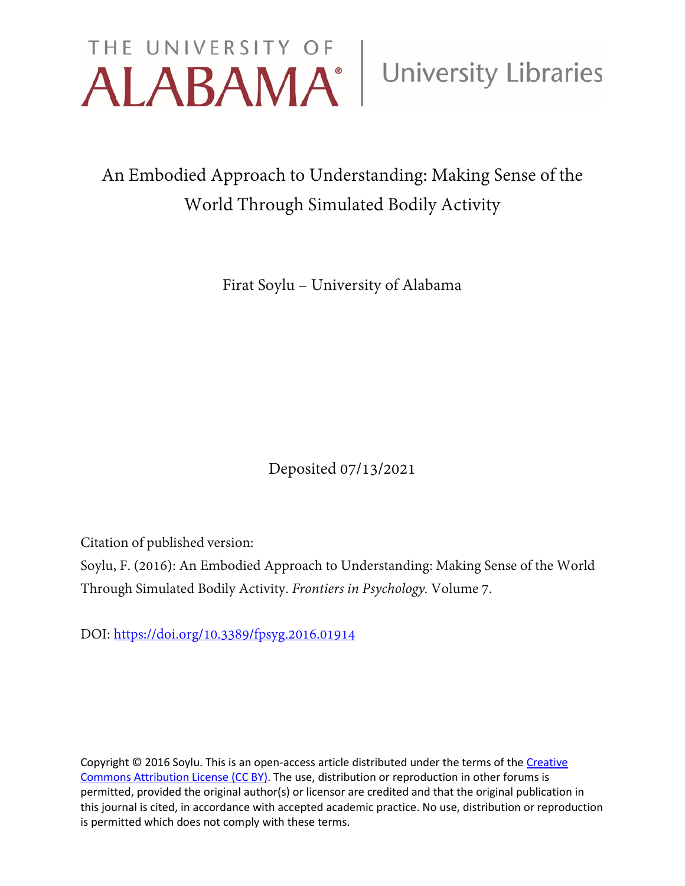THE UNIVERSITY OF ALABAMA | University Libraries

# An Embodied Approach to Understanding: Making Sense of the World Through Simulated Bodily Activity

Firat Soylu – University of Alabama

Deposited 07/13/2021

Citation of published version:

Soylu, F. (2016): An Embodied Approach to Understanding: Making Sense of the World Through Simulated Bodily Activity. *Frontiers in Psychology.* Volume 7.

DOI: https://doi.org/10.3389/fpsyg.2016.01914

Copyright © 2016 Soylu. This is an open-access article distributed under the terms of the Creative Commons Attribution License (CC BY). The use, distribution or reproduction in other forums is permitted, provided the original author(s) or licensor are credited and that the original publication in this journal is cited, in accordance with accepted academic practice. No use, distribution or reproduction is permitted which does not comply with these terms.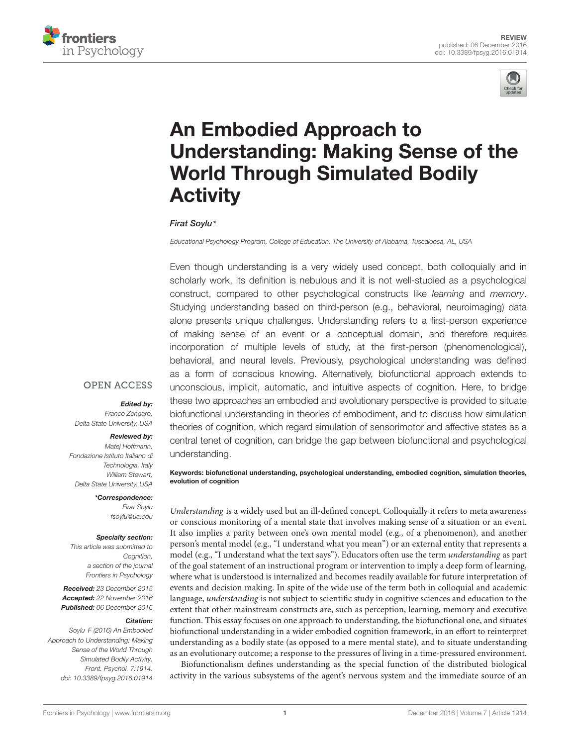# An Embodied Approach to Understanding: Making Sense of the World Through Simulated Bodily Activity

*Firat Soylu\**

*Educational Psychology Program, College of Education, The University of Alabama, Tuscaloosa, AL, USA*

Even though understanding is a very widely used concept, both colloquially and in scholarly work, its definition is nebulous and it is not well-studied as a psychological construct, compared to other psychological constructs like *learning* and *memory*. Studying understanding based on third-person (e.g., behavioral, neuroimaging) data alone presents unique challenges. Understanding refers to a first-person experience of making sense of an event or a conceptual domain, and therefore requires incorporation of multiple levels of study, at the first-person (phenomenological), behavioral, and neural levels. Previously, psychological understanding was defined as a form of conscious knowing. Alternatively, biofunctional approach extends to unconscious, implicit, automatic, and intuitive aspects of cognition. Here, to bridge these two approaches an embodied and evolutionary perspective is provided to situate biofunctional understanding in theories of embodiment, and to discuss how simulation theories of cognition, which regard simulation of sensorimotor and affective states as a central tenet of cognition, can bridge the gap between biofunctional and psychological understanding.

**Keywords: biofunctional understanding, psychological understanding, embodied cognition, simulation theories, evolution of cognition**

OPEN ACCESS

***Edited by:***
Franco Zengaro,
Delta State University, USA

***Reviewed by:***
Matej Hoffmann,
Fondazione Istituto Italiano di Technologia, Italy
William Stewart,
Delta State University, USA

***\*Correspondence:***
Firat Soylu
fsoylu@ua.edu

***Specialty section:***
This article was submitted to Cognition, a section of the journal Frontiers in Psychology

***Received:*** 23 December 2015
***Accepted:*** 22 November 2016
***Published:*** 06 December 2016

***Citation:***
Soylu F (2016) An Embodied Approach to Understanding: Making Sense of the World Through Simulated Bodily Activity. Front. Psychol. 7:1914. doi: 10.3389/fpsyg.2016.01914

*Understanding* is a widely used but an ill-defined concept. Colloquially it refers to meta awareness or conscious monitoring of a mental state that involves making sense of a situation or an event. It also implies a parity between one's own mental model (e.g., of a phenomenon), and another person's mental model (e.g., "I understand what you mean") or an external entity that represents a model (e.g., "I understand what the text says"). Educators often use the term *understanding* as part of the goal statement of an instructional program or intervention to imply a deep form of learning, where what is understood is internalized and becomes readily available for future interpretation of events and decision making. In spite of the wide use of the term both in colloquial and academic language, *understanding* is not subject to scientific study in cognitive sciences and education to the extent that other mainstream constructs are, such as perception, learning, memory and executive function. This essay focuses on one approach to understanding, the biofunctional one, and situates biofunctional understanding in a wider embodied cognition framework, in an effort to reinterpret understanding as a bodily state (as opposed to a mere mental state), and to situate understanding as an evolutionary outcome; a response to the pressures of living in a time-pressured environment.

Biofunctionalism defines understanding as the special function of the distributed biological activity in the various subsystems of the agent's nervous system and the immediate source of an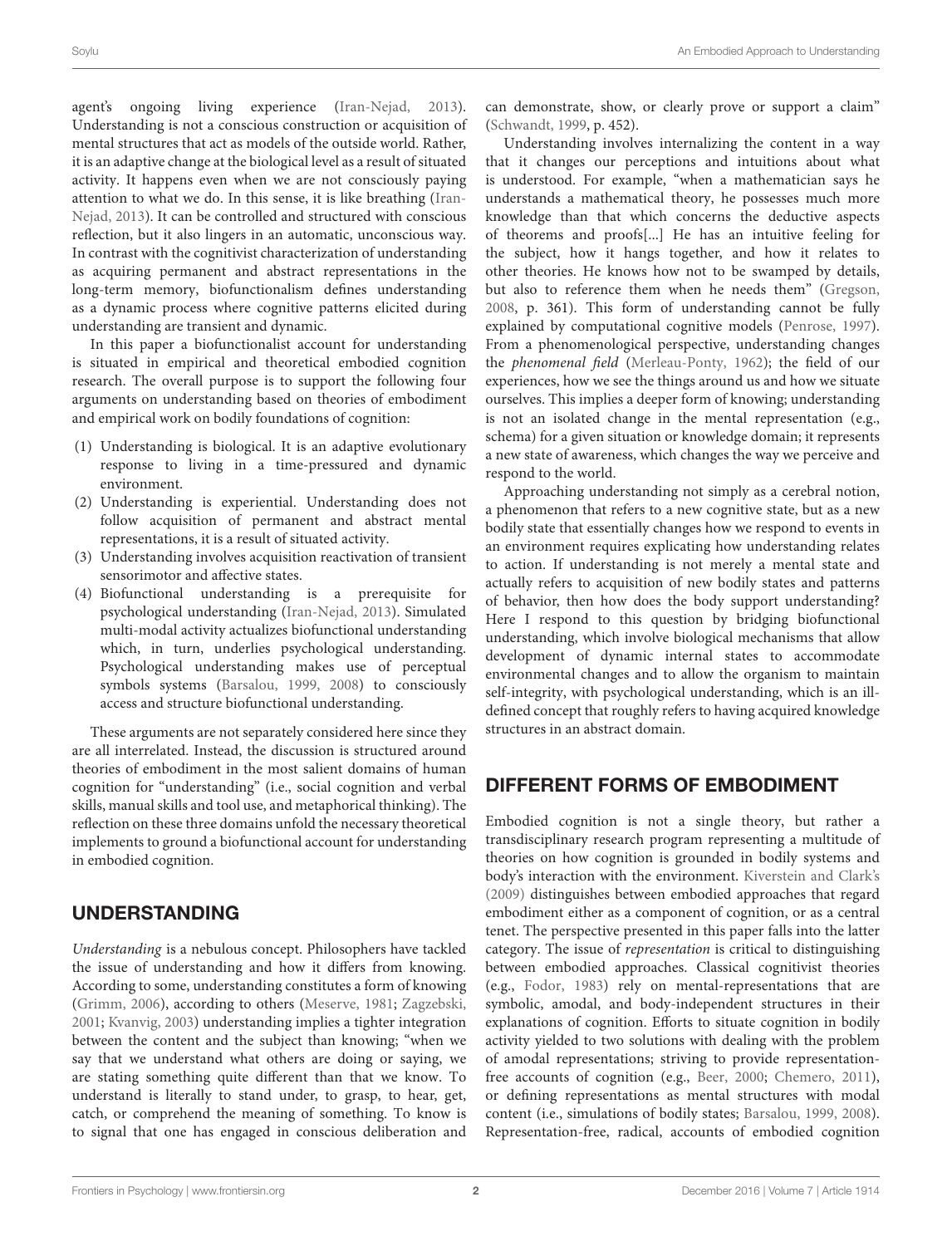agent's ongoing living experience (Iran-Nejad, 2013). Understanding is not a conscious construction or acquisition of mental structures that act as models of the outside world. Rather, it is an adaptive change at the biological level as a result of situated activity. It happens even when we are not consciously paying attention to what we do. In this sense, it is like breathing (Iran-Nejad, 2013). It can be controlled and structured with conscious reflection, but it also lingers in an automatic, unconscious way. In contrast with the cognitivist characterization of understanding as acquiring permanent and abstract representations in the long-term memory, biofunctionalism defines understanding as a dynamic process where cognitive patterns elicited during understanding are transient and dynamic.

In this paper a biofunctionalist account for understanding is situated in empirical and theoretical embodied cognition research. The overall purpose is to support the following four arguments on understanding based on theories of embodiment and empirical work on bodily foundations of cognition:

(1) Understanding is biological. It is an adaptive evolutionary response to living in a time-pressured and dynamic environment.
(2) Understanding is experiential. Understanding does not follow acquisition of permanent and abstract mental representations, it is a result of situated activity.
(3) Understanding involves acquisition reactivation of transient sensorimotor and affective states.
(4) Biofunctional understanding is a prerequisite for psychological understanding (Iran-Nejad, 2013). Simulated multi-modal activity actualizes biofunctional understanding which, in turn, underlies psychological understanding. Psychological understanding makes use of perceptual symbols systems (Barsalou, 1999, 2008) to consciously access and structure biofunctional understanding.

These arguments are not separately considered here since they are all interrelated. Instead, the discussion is structured around theories of embodiment in the most salient domains of human cognition for "understanding" (i.e., social cognition and verbal skills, manual skills and tool use, and metaphorical thinking). The reflection on these three domains unfold the necessary theoretical implements to ground a biofunctional account for understanding in embodied cognition.

## UNDERSTANDING

*Understanding* is a nebulous concept. Philosophers have tackled the issue of understanding and how it differs from knowing. According to some, understanding constitutes a form of knowing (Grimm, 2006), according to others (Meserve, 1981; Zagzebski, 2001; Kvanvig, 2003) understanding implies a tighter integration between the content and the subject than knowing; "when we say that we understand what others are doing or saying, we are stating something quite different than that we know. To understand is literally to stand under, to grasp, to hear, get, catch, or comprehend the meaning of something. To know is to signal that one has engaged in conscious deliberation and can demonstrate, show, or clearly prove or support a claim" (Schwandt, 1999, p. 452).

Understanding involves internalizing the content in a way that it changes our perceptions and intuitions about what is understood. For example, "when a mathematician says he understands a mathematical theory, he possesses much more knowledge than that which concerns the deductive aspects of theorems and proofs[...] He has an intuitive feeling for the subject, how it hangs together, and how it relates to other theories. He knows how not to be swamped by details, but also to reference them when he needs them" (Gregson, 2008, p. 361). This form of understanding cannot be fully explained by computational cognitive models (Penrose, 1997). From a phenomenological perspective, understanding changes the *phenomenal field* (Merleau-Ponty, 1962); the field of our experiences, how we see the things around us and how we situate ourselves. This implies a deeper form of knowing; understanding is not an isolated change in the mental representation (e.g., schema) for a given situation or knowledge domain; it represents a new state of awareness, which changes the way we perceive and respond to the world.

Approaching understanding not simply as a cerebral notion, a phenomenon that refers to a new cognitive state, but as a new bodily state that essentially changes how we respond to events in an environment requires explicating how understanding relates to action. If understanding is not merely a mental state and actually refers to acquisition of new bodily states and patterns of behavior, then how does the body support understanding? Here I respond to this question by bridging biofunctional understanding, which involve biological mechanisms that allow development of dynamic internal states to accommodate environmental changes and to allow the organism to maintain self-integrity, with psychological understanding, which is an ill-defined concept that roughly refers to having acquired knowledge structures in an abstract domain.

## DIFFERENT FORMS OF EMBODIMENT

Embodied cognition is not a single theory, but rather a transdisciplinary research program representing a multitude of theories on how cognition is grounded in bodily systems and body's interaction with the environment. Kiverstein and Clark's (2009) distinguishes between embodied approaches that regard embodiment either as a component of cognition, or as a central tenet. The perspective presented in this paper falls into the latter category. The issue of *representation* is critical to distinguishing between embodied approaches. Classical cognitivist theories (e.g., Fodor, 1983) rely on mental-representations that are symbolic, amodal, and body-independent structures in their explanations of cognition. Efforts to situate cognition in bodily activity yielded to two solutions with dealing with the problem of amodal representations; striving to provide representation-free accounts of cognition (e.g., Beer, 2000; Chemero, 2011), or defining representations as mental structures with modal content (i.e., simulations of bodily states; Barsalou, 1999, 2008). Representation-free, radical, accounts of embodied cognition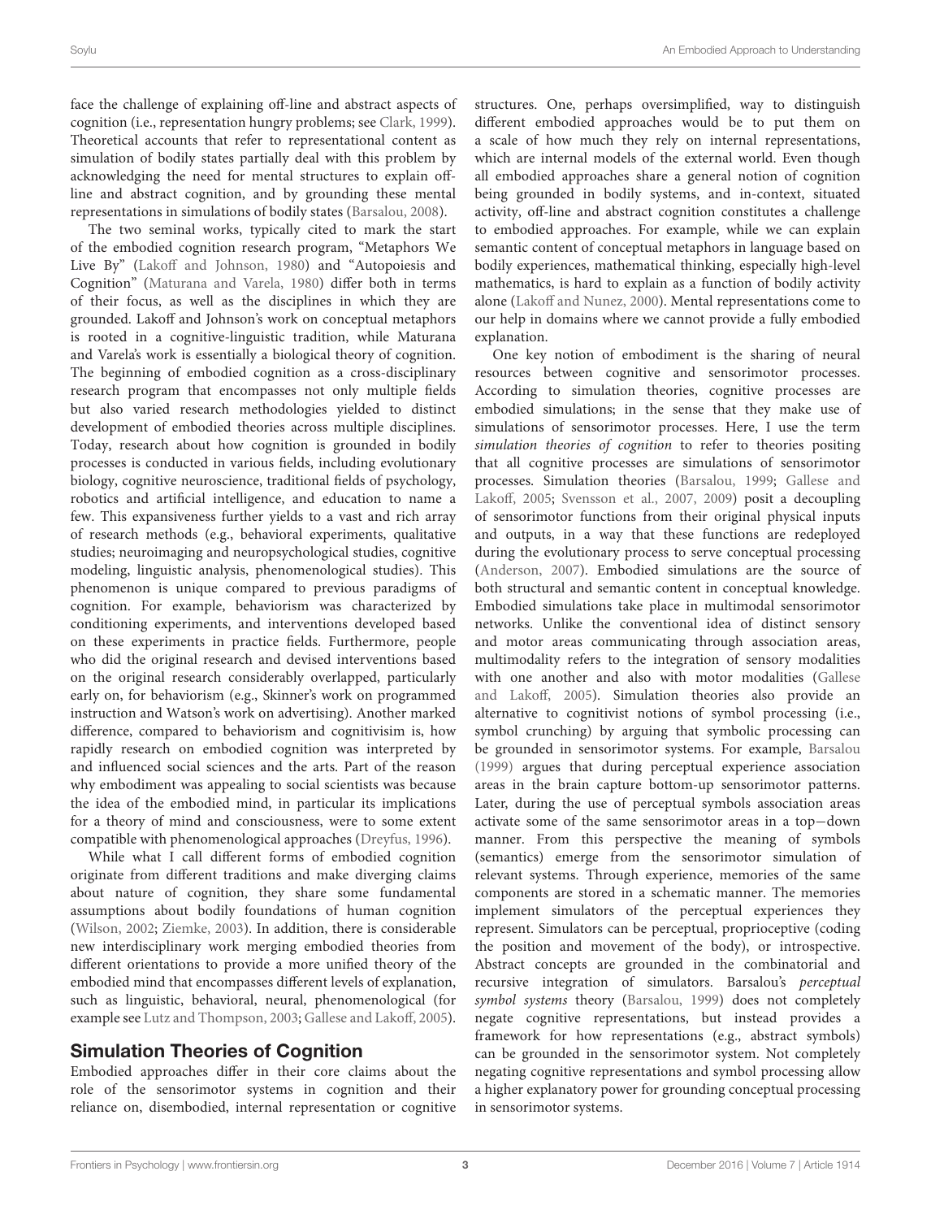face the challenge of explaining off-line and abstract aspects of cognition (i.e., representation hungry problems; see Clark, 1999). Theoretical accounts that refer to representational content as simulation of bodily states partially deal with this problem by acknowledging the need for mental structures to explain off-line and abstract cognition, and by grounding these mental representations in simulations of bodily states (Barsalou, 2008).

The two seminal works, typically cited to mark the start of the embodied cognition research program, "Metaphors We Live By" (Lakoff and Johnson, 1980) and "Autopoiesis and Cognition" (Maturana and Varela, 1980) differ both in terms of their focus, as well as the disciplines in which they are grounded. Lakoff and Johnson's work on conceptual metaphors is rooted in a cognitive-linguistic tradition, while Maturana and Varela's work is essentially a biological theory of cognition. The beginning of embodied cognition as a cross-disciplinary research program that encompasses not only multiple fields but also varied research methodologies yielded to distinct development of embodied theories across multiple disciplines. Today, research about how cognition is grounded in bodily processes is conducted in various fields, including evolutionary biology, cognitive neuroscience, traditional fields of psychology, robotics and artificial intelligence, and education to name a few. This expansiveness further yields to a vast and rich array of research methods (e.g., behavioral experiments, qualitative studies; neuroimaging and neuropsychological studies, cognitive modeling, linguistic analysis, phenomenological studies). This phenomenon is unique compared to previous paradigms of cognition. For example, behaviorism was characterized by conditioning experiments, and interventions developed based on these experiments in practice fields. Furthermore, people who did the original research and devised interventions based on the original research considerably overlapped, particularly early on, for behaviorism (e.g., Skinner's work on programmed instruction and Watson's work on advertising). Another marked difference, compared to behaviorism and cognitivisim is, how rapidly research on embodied cognition was interpreted by and influenced social sciences and the arts. Part of the reason why embodiment was appealing to social scientists was because the idea of the embodied mind, in particular its implications for a theory of mind and consciousness, were to some extent compatible with phenomenological approaches (Dreyfus, 1996).

While what I call different forms of embodied cognition originate from different traditions and make diverging claims about nature of cognition, they share some fundamental assumptions about bodily foundations of human cognition (Wilson, 2002; Ziemke, 2003). In addition, there is considerable new interdisciplinary work merging embodied theories from different orientations to provide a more unified theory of the embodied mind that encompasses different levels of explanation, such as linguistic, behavioral, neural, phenomenological (for example see Lutz and Thompson, 2003; Gallese and Lakoff, 2005).

## Simulation Theories of Cognition

Embodied approaches differ in their core claims about the role of the sensorimotor systems in cognition and their reliance on, disembodied, internal representation or cognitive structures. One, perhaps oversimplified, way to distinguish different embodied approaches would be to put them on a scale of how much they rely on internal representations, which are internal models of the external world. Even though all embodied approaches share a general notion of cognition being grounded in bodily systems, and in-context, situated activity, off-line and abstract cognition constitutes a challenge to embodied approaches. For example, while we can explain semantic content of conceptual metaphors in language based on bodily experiences, mathematical thinking, especially high-level mathematics, is hard to explain as a function of bodily activity alone (Lakoff and Nunez, 2000). Mental representations come to our help in domains where we cannot provide a fully embodied explanation.

One key notion of embodiment is the sharing of neural resources between cognitive and sensorimotor processes. According to simulation theories, cognitive processes are embodied simulations; in the sense that they make use of simulations of sensorimotor processes. Here, I use the term *simulation theories of cognition* to refer to theories positing that all cognitive processes are simulations of sensorimotor processes. Simulation theories (Barsalou, 1999; Gallese and Lakoff, 2005; Svensson et al., 2007, 2009) posit a decoupling of sensorimotor functions from their original physical inputs and outputs, in a way that these functions are redeployed during the evolutionary process to serve conceptual processing (Anderson, 2007). Embodied simulations are the source of both structural and semantic content in conceptual knowledge. Embodied simulations take place in multimodal sensorimotor networks. Unlike the conventional idea of distinct sensory and motor areas communicating through association areas, multimodality refers to the integration of sensory modalities with one another and also with motor modalities (Gallese and Lakoff, 2005). Simulation theories also provide an alternative to cognitivist notions of symbol processing (i.e., symbol crunching) by arguing that symbolic processing can be grounded in sensorimotor systems. For example, Barsalou (1999) argues that during perceptual experience association areas in the brain capture bottom-up sensorimotor patterns. Later, during the use of perceptual symbols association areas activate some of the same sensorimotor areas in a top−down manner. From this perspective the meaning of symbols (semantics) emerge from the sensorimotor simulation of relevant systems. Through experience, memories of the same components are stored in a schematic manner. The memories implement simulators of the perceptual experiences they represent. Simulators can be perceptual, proprioceptive (coding the position and movement of the body), or introspective. Abstract concepts are grounded in the combinatorial and recursive integration of simulators. Barsalou's *perceptual symbol systems* theory (Barsalou, 1999) does not completely negate cognitive representations, but instead provides a framework for how representations (e.g., abstract symbols) can be grounded in the sensorimotor system. Not completely negating cognitive representations and symbol processing allow a higher explanatory power for grounding conceptual processing in sensorimotor systems.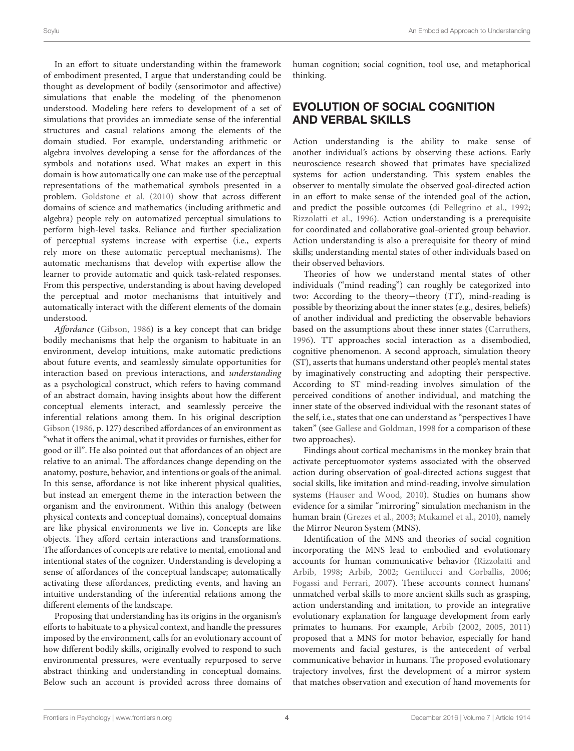In an effort to situate understanding within the framework of embodiment presented, I argue that understanding could be thought as development of bodily (sensorimotor and affective) simulations that enable the modeling of the phenomenon understood. Modeling here refers to development of a set of simulations that provides an immediate sense of the inferential structures and casual relations among the elements of the domain studied. For example, understanding arithmetic or algebra involves developing a sense for the affordances of the symbols and notations used. What makes an expert in this domain is how automatically one can make use of the perceptual representations of the mathematical symbols presented in a problem. Goldstone et al. (2010) show that across different domains of science and mathematics (including arithmetic and algebra) people rely on automatized perceptual simulations to perform high-level tasks. Reliance and further specialization of perceptual systems increase with expertise (i.e., experts rely more on these automatic perceptual mechanisms). The automatic mechanisms that develop with expertise allow the learner to provide automatic and quick task-related responses. From this perspective, understanding is about having developed the perceptual and motor mechanisms that intuitively and automatically interact with the different elements of the domain understood.

*Affordance* (Gibson, 1986) is a key concept that can bridge bodily mechanisms that help the organism to habituate in an environment, develop intuitions, make automatic predictions about future events, and seamlessly simulate opportunities for interaction based on previous interactions, and *understanding* as a psychological construct, which refers to having command of an abstract domain, having insights about how the different conceptual elements interact, and seamlessly perceive the inferential relations among them. In his original description Gibson (1986, p. 127) described affordances of an environment as "what it offers the animal, what it provides or furnishes, either for good or ill". He also pointed out that affordances of an object are relative to an animal. The affordances change depending on the anatomy, posture, behavior, and intentions or goals of the animal. In this sense, affordance is not like inherent physical qualities, but instead an emergent theme in the interaction between the organism and the environment. Within this analogy (between physical contexts and conceptual domains), conceptual domains are like physical environments we live in. Concepts are like objects. They afford certain interactions and transformations. The affordances of concepts are relative to mental, emotional and intentional states of the cognizer. Understanding is developing a sense of affordances of the conceptual landscape; automatically activating these affordances, predicting events, and having an intuitive understanding of the inferential relations among the different elements of the landscape.

Proposing that understanding has its origins in the organism's efforts to habituate to a physical context, and handle the pressures imposed by the environment, calls for an evolutionary account of how different bodily skills, originally evolved to respond to such environmental pressures, were eventually repurposed to serve abstract thinking and understanding in conceptual domains. Below such an account is provided across three domains of human cognition; social cognition, tool use, and metaphorical thinking.

## EVOLUTION OF SOCIAL COGNITION AND VERBAL SKILLS

Action understanding is the ability to make sense of another individual's actions by observing these actions. Early neuroscience research showed that primates have specialized systems for action understanding. This system enables the observer to mentally simulate the observed goal-directed action in an effort to make sense of the intended goal of the action, and predict the possible outcomes (di Pellegrino et al., 1992; Rizzolatti et al., 1996). Action understanding is a prerequisite for coordinated and collaborative goal-oriented group behavior. Action understanding is also a prerequisite for theory of mind skills; understanding mental states of other individuals based on their observed behaviors.

Theories of how we understand mental states of other individuals ("mind reading") can roughly be categorized into two: According to the theory−theory (TT), mind-reading is possible by theorizing about the inner states (e.g., desires, beliefs) of another individual and predicting the observable behaviors based on the assumptions about these inner states (Carruthers, 1996). TT approaches social interaction as a disembodied, cognitive phenomenon. A second approach, simulation theory (ST), asserts that humans understand other people's mental states by imaginatively constructing and adopting their perspective. According to ST mind-reading involves simulation of the perceived conditions of another individual, and matching the inner state of the observed individual with the resonant states of the self, i.e., states that one can understand as "perspectives I have taken" (see Gallese and Goldman, 1998 for a comparison of these two approaches).

Findings about cortical mechanisms in the monkey brain that activate perceptuomotor systems associated with the observed action during observation of goal-directed actions suggest that social skills, like imitation and mind-reading, involve simulation systems (Hauser and Wood, 2010). Studies on humans show evidence for a similar "mirroring" simulation mechanism in the human brain (Grezes et al., 2003; Mukamel et al., 2010), namely the Mirror Neuron System (MNS).

Identification of the MNS and theories of social cognition incorporating the MNS lead to embodied and evolutionary accounts for human communicative behavior (Rizzolatti and Arbib, 1998; Arbib, 2002; Gentilucci and Corballis, 2006; Fogassi and Ferrari, 2007). These accounts connect humans' unmatched verbal skills to more ancient skills such as grasping, action understanding and imitation, to provide an integrative evolutionary explanation for language development from early primates to humans. For example, Arbib (2002, 2005, 2011) proposed that a MNS for motor behavior, especially for hand movements and facial gestures, is the antecedent of verbal communicative behavior in humans. The proposed evolutionary trajectory involves, first the development of a mirror system that matches observation and execution of hand movements for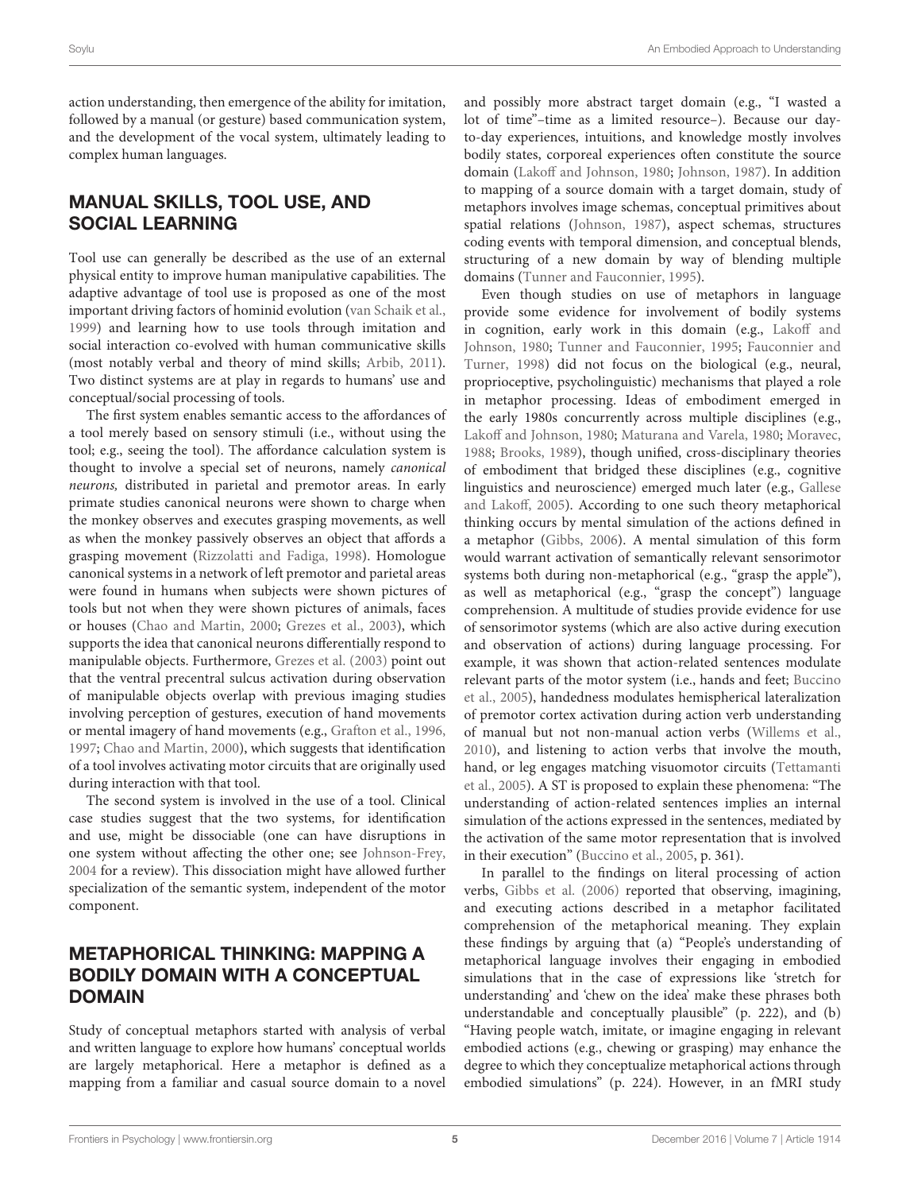action understanding, then emergence of the ability for imitation, followed by a manual (or gesture) based communication system, and the development of the vocal system, ultimately leading to complex human languages.

## MANUAL SKILLS, TOOL USE, AND SOCIAL LEARNING

Tool use can generally be described as the use of an external physical entity to improve human manipulative capabilities. The adaptive advantage of tool use is proposed as one of the most important driving factors of hominid evolution (van Schaik et al., 1999) and learning how to use tools through imitation and social interaction co-evolved with human communicative skills (most notably verbal and theory of mind skills; Arbib, 2011). Two distinct systems are at play in regards to humans' use and conceptual/social processing of tools.

The first system enables semantic access to the affordances of a tool merely based on sensory stimuli (i.e., without using the tool; e.g., seeing the tool). The affordance calculation system is thought to involve a special set of neurons, namely *canonical neurons,* distributed in parietal and premotor areas. In early primate studies canonical neurons were shown to charge when the monkey observes and executes grasping movements, as well as when the monkey passively observes an object that affords a grasping movement (Rizzolatti and Fadiga, 1998). Homologue canonical systems in a network of left premotor and parietal areas were found in humans when subjects were shown pictures of tools but not when they were shown pictures of animals, faces or houses (Chao and Martin, 2000; Grezes et al., 2003), which supports the idea that canonical neurons differentially respond to manipulable objects. Furthermore, Grezes et al. (2003) point out that the ventral precentral sulcus activation during observation of manipulable objects overlap with previous imaging studies involving perception of gestures, execution of hand movements or mental imagery of hand movements (e.g., Grafton et al., 1996, 1997; Chao and Martin, 2000), which suggests that identification of a tool involves activating motor circuits that are originally used during interaction with that tool.

The second system is involved in the use of a tool. Clinical case studies suggest that the two systems, for identification and use, might be dissociable (one can have disruptions in one system without affecting the other one; see Johnson-Frey, 2004 for a review). This dissociation might have allowed further specialization of the semantic system, independent of the motor component.

## METAPHORICAL THINKING: MAPPING A BODILY DOMAIN WITH A CONCEPTUAL DOMAIN

Study of conceptual metaphors started with analysis of verbal and written language to explore how humans' conceptual worlds are largely metaphorical. Here a metaphor is defined as a mapping from a familiar and casual source domain to a novel and possibly more abstract target domain (e.g., "I wasted a lot of time"–time as a limited resource–). Because our day-to-day experiences, intuitions, and knowledge mostly involves bodily states, corporeal experiences often constitute the source domain (Lakoff and Johnson, 1980; Johnson, 1987). In addition to mapping of a source domain with a target domain, study of metaphors involves image schemas, conceptual primitives about spatial relations (Johnson, 1987), aspect schemas, structures coding events with temporal dimension, and conceptual blends, structuring of a new domain by way of blending multiple domains (Tunner and Fauconnier, 1995).

Even though studies on use of metaphors in language provide some evidence for involvement of bodily systems in cognition, early work in this domain (e.g., Lakoff and Johnson, 1980; Tunner and Fauconnier, 1995; Fauconnier and Turner, 1998) did not focus on the biological (e.g., neural, proprioceptive, psycholinguistic) mechanisms that played a role in metaphor processing. Ideas of embodiment emerged in the early 1980s concurrently across multiple disciplines (e.g., Lakoff and Johnson, 1980; Maturana and Varela, 1980; Moravec, 1988; Brooks, 1989), though unified, cross-disciplinary theories of embodiment that bridged these disciplines (e.g., cognitive linguistics and neuroscience) emerged much later (e.g., Gallese and Lakoff, 2005). According to one such theory metaphorical thinking occurs by mental simulation of the actions defined in a metaphor (Gibbs, 2006). A mental simulation of this form would warrant activation of semantically relevant sensorimotor systems both during non-metaphorical (e.g., "grasp the apple"), as well as metaphorical (e.g., "grasp the concept") language comprehension. A multitude of studies provide evidence for use of sensorimotor systems (which are also active during execution and observation of actions) during language processing. For example, it was shown that action-related sentences modulate relevant parts of the motor system (i.e., hands and feet; Buccino et al., 2005), handedness modulates hemispherical lateralization of premotor cortex activation during action verb understanding of manual but not non-manual action verbs (Willems et al., 2010), and listening to action verbs that involve the mouth, hand, or leg engages matching visuomotor circuits (Tettamanti et al., 2005). A ST is proposed to explain these phenomena: "The understanding of action-related sentences implies an internal simulation of the actions expressed in the sentences, mediated by the activation of the same motor representation that is involved in their execution" (Buccino et al., 2005, p. 361).

In parallel to the findings on literal processing of action verbs, Gibbs et al. (2006) reported that observing, imagining, and executing actions described in a metaphor facilitated comprehension of the metaphorical meaning. They explain these findings by arguing that (a) "People's understanding of metaphorical language involves their engaging in embodied simulations that in the case of expressions like 'stretch for understanding' and 'chew on the idea' make these phrases both understandable and conceptually plausible" (p. 222), and (b) "Having people watch, imitate, or imagine engaging in relevant embodied actions (e.g., chewing or grasping) may enhance the degree to which they conceptualize metaphorical actions through embodied simulations" (p. 224). However, in an fMRI study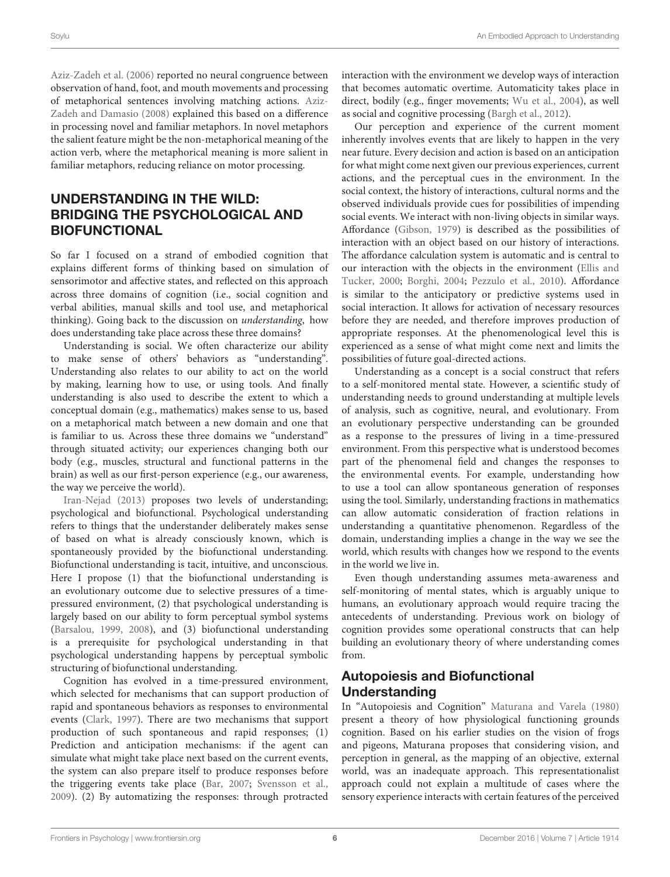Aziz-Zadeh et al. (2006) reported no neural congruence between observation of hand, foot, and mouth movements and processing of metaphorical sentences involving matching actions. Aziz-Zadeh and Damasio (2008) explained this based on a difference in processing novel and familiar metaphors. In novel metaphors the salient feature might be the non-metaphorical meaning of the action verb, where the metaphorical meaning is more salient in familiar metaphors, reducing reliance on motor processing.

## UNDERSTANDING IN THE WILD: BRIDGING THE PSYCHOLOGICAL AND BIOFUNCTIONAL

So far I focused on a strand of embodied cognition that explains different forms of thinking based on simulation of sensorimotor and affective states, and reflected on this approach across three domains of cognition (i.e., social cognition and verbal abilities, manual skills and tool use, and metaphorical thinking). Going back to the discussion on *understanding*, how does understanding take place across these three domains?

Understanding is social. We often characterize our ability to make sense of others' behaviors as "understanding". Understanding also relates to our ability to act on the world by making, learning how to use, or using tools. And finally understanding is also used to describe the extent to which a conceptual domain (e.g., mathematics) makes sense to us, based on a metaphorical match between a new domain and one that is familiar to us. Across these three domains we "understand" through situated activity; our experiences changing both our body (e.g., muscles, structural and functional patterns in the brain) as well as our first-person experience (e.g., our awareness, the way we perceive the world).

Iran-Nejad (2013) proposes two levels of understanding; psychological and biofunctional. Psychological understanding refers to things that the understander deliberately makes sense of based on what is already consciously known, which is spontaneously provided by the biofunctional understanding. Biofunctional understanding is tacit, intuitive, and unconscious. Here I propose (1) that the biofunctional understanding is an evolutionary outcome due to selective pressures of a time-pressured environment, (2) that psychological understanding is largely based on our ability to form perceptual symbol systems (Barsalou, 1999, 2008), and (3) biofunctional understanding is a prerequisite for psychological understanding in that psychological understanding happens by perceptual symbolic structuring of biofunctional understanding.

Cognition has evolved in a time-pressured environment, which selected for mechanisms that can support production of rapid and spontaneous behaviors as responses to environmental events (Clark, 1997). There are two mechanisms that support production of such spontaneous and rapid responses; (1) Prediction and anticipation mechanisms: if the agent can simulate what might take place next based on the current events, the system can also prepare itself to produce responses before the triggering events take place (Bar, 2007; Svensson et al., 2009). (2) By automatizing the responses: through protracted interaction with the environment we develop ways of interaction that becomes automatic overtime. Automaticity takes place in direct, bodily (e.g., finger movements; Wu et al., 2004), as well as social and cognitive processing (Bargh et al., 2012).

Our perception and experience of the current moment inherently involves events that are likely to happen in the very near future. Every decision and action is based on an anticipation for what might come next given our previous experiences, current actions, and the perceptual cues in the environment. In the social context, the history of interactions, cultural norms and the observed individuals provide cues for possibilities of impending social events. We interact with non-living objects in similar ways. Affordance (Gibson, 1979) is described as the possibilities of interaction with an object based on our history of interactions. The affordance calculation system is automatic and is central to our interaction with the objects in the environment (Ellis and Tucker, 2000; Borghi, 2004; Pezzulo et al., 2010). Affordance is similar to the anticipatory or predictive systems used in social interaction. It allows for activation of necessary resources before they are needed, and therefore improves production of appropriate responses. At the phenomenological level this is experienced as a sense of what might come next and limits the possibilities of future goal-directed actions.

Understanding as a concept is a social construct that refers to a self-monitored mental state. However, a scientific study of understanding needs to ground understanding at multiple levels of analysis, such as cognitive, neural, and evolutionary. From an evolutionary perspective understanding can be grounded as a response to the pressures of living in a time-pressured environment. From this perspective what is understood becomes part of the phenomenal field and changes the responses to the environmental events. For example, understanding how to use a tool can allow spontaneous generation of responses using the tool. Similarly, understanding fractions in mathematics can allow automatic consideration of fraction relations in understanding a quantitative phenomenon. Regardless of the domain, understanding implies a change in the way we see the world, which results with changes how we respond to the events in the world we live in.

Even though understanding assumes meta-awareness and self-monitoring of mental states, which is arguably unique to humans, an evolutionary approach would require tracing the antecedents of understanding. Previous work on biology of cognition provides some operational constructs that can help building an evolutionary theory of where understanding comes from.

### Autopoiesis and Biofunctional Understanding

In "Autopoiesis and Cognition" Maturana and Varela (1980) present a theory of how physiological functioning grounds cognition. Based on his earlier studies on the vision of frogs and pigeons, Maturana proposes that considering vision, and perception in general, as the mapping of an objective, external world, was an inadequate approach. This representationalist approach could not explain a multitude of cases where the sensory experience interacts with certain features of the perceived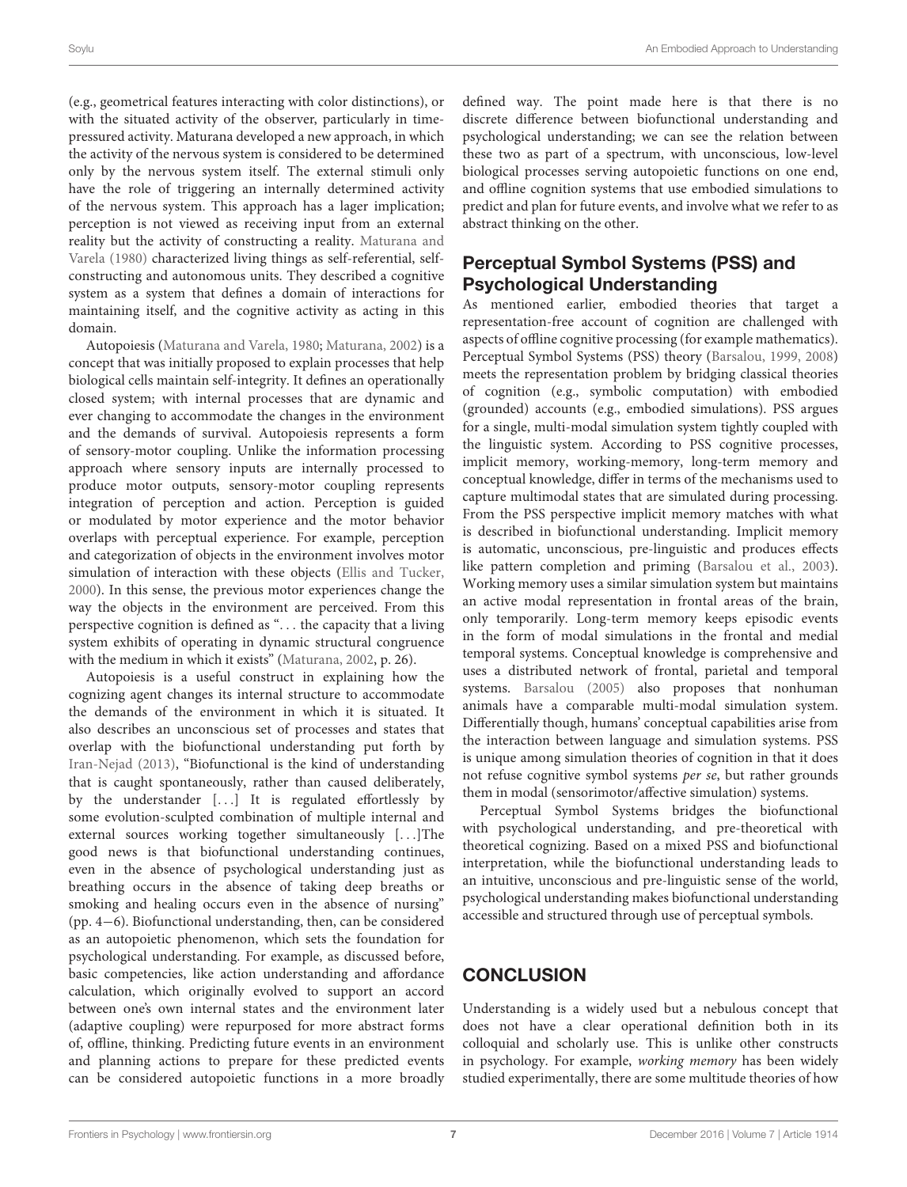(e.g., geometrical features interacting with color distinctions), or with the situated activity of the observer, particularly in time-pressured activity. Maturana developed a new approach, in which the activity of the nervous system is considered to be determined only by the nervous system itself. The external stimuli only have the role of triggering an internally determined activity of the nervous system. This approach has a lager implication; perception is not viewed as receiving input from an external reality but the activity of constructing a reality. Maturana and Varela (1980) characterized living things as self-referential, self-constructing and autonomous units. They described a cognitive system as a system that defines a domain of interactions for maintaining itself, and the cognitive activity as acting in this domain.

Autopoiesis (Maturana and Varela, 1980; Maturana, 2002) is a concept that was initially proposed to explain processes that help biological cells maintain self-integrity. It defines an operationally closed system; with internal processes that are dynamic and ever changing to accommodate the changes in the environment and the demands of survival. Autopoiesis represents a form of sensory-motor coupling. Unlike the information processing approach where sensory inputs are internally processed to produce motor outputs, sensory-motor coupling represents integration of perception and action. Perception is guided or modulated by motor experience and the motor behavior overlaps with perceptual experience. For example, perception and categorization of objects in the environment involves motor simulation of interaction with these objects (Ellis and Tucker, 2000). In this sense, the previous motor experiences change the way the objects in the environment are perceived. From this perspective cognition is defined as "... the capacity that a living system exhibits of operating in dynamic structural congruence with the medium in which it exists" (Maturana, 2002, p. 26).

Autopoiesis is a useful construct in explaining how the cognizing agent changes its internal structure to accommodate the demands of the environment in which it is situated. It also describes an unconscious set of processes and states that overlap with the biofunctional understanding put forth by Iran-Nejad (2013), "Biofunctional is the kind of understanding that is caught spontaneously, rather than caused deliberately, by the understander [...] It is regulated effortlessly by some evolution-sculpted combination of multiple internal and external sources working together simultaneously [...]The good news is that biofunctional understanding continues, even in the absence of psychological understanding just as breathing occurs in the absence of taking deep breaths or smoking and healing occurs even in the absence of nursing" (pp. 4−6). Biofunctional understanding, then, can be considered as an autopoietic phenomenon, which sets the foundation for psychological understanding. For example, as discussed before, basic competencies, like action understanding and affordance calculation, which originally evolved to support an accord between one's own internal states and the environment later (adaptive coupling) were repurposed for more abstract forms of, offline, thinking. Predicting future events in an environment and planning actions to prepare for these predicted events can be considered autopoietic functions in a more broadly defined way. The point made here is that there is no discrete difference between biofunctional understanding and psychological understanding; we can see the relation between these two as part of a spectrum, with unconscious, low-level biological processes serving autopoietic functions on one end, and offline cognition systems that use embodied simulations to predict and plan for future events, and involve what we refer to as abstract thinking on the other.

## Perceptual Symbol Systems (PSS) and Psychological Understanding

As mentioned earlier, embodied theories that target a representation-free account of cognition are challenged with aspects of offline cognitive processing (for example mathematics). Perceptual Symbol Systems (PSS) theory (Barsalou, 1999, 2008) meets the representation problem by bridging classical theories of cognition (e.g., symbolic computation) with embodied (grounded) accounts (e.g., embodied simulations). PSS argues for a single, multi-modal simulation system tightly coupled with the linguistic system. According to PSS cognitive processes, implicit memory, working-memory, long-term memory and conceptual knowledge, differ in terms of the mechanisms used to capture multimodal states that are simulated during processing. From the PSS perspective implicit memory matches with what is described in biofunctional understanding. Implicit memory is automatic, unconscious, pre-linguistic and produces effects like pattern completion and priming (Barsalou et al., 2003). Working memory uses a similar simulation system but maintains an active modal representation in frontal areas of the brain, only temporarily. Long-term memory keeps episodic events in the form of modal simulations in the frontal and medial temporal systems. Conceptual knowledge is comprehensive and uses a distributed network of frontal, parietal and temporal systems. Barsalou (2005) also proposes that nonhuman animals have a comparable multi-modal simulation system. Differentially though, humans' conceptual capabilities arise from the interaction between language and simulation systems. PSS is unique among simulation theories of cognition in that it does not refuse cognitive symbol systems *per se*, but rather grounds them in modal (sensorimotor/affective simulation) systems.

Perceptual Symbol Systems bridges the biofunctional with psychological understanding, and pre-theoretical with theoretical cognizing. Based on a mixed PSS and biofunctional interpretation, while the biofunctional understanding leads to an intuitive, unconscious and pre-linguistic sense of the world, psychological understanding makes biofunctional understanding accessible and structured through use of perceptual symbols.

# CONCLUSION

Understanding is a widely used but a nebulous concept that does not have a clear operational definition both in its colloquial and scholarly use. This is unlike other constructs in psychology. For example, *working memory* has been widely studied experimentally, there are some multitude theories of how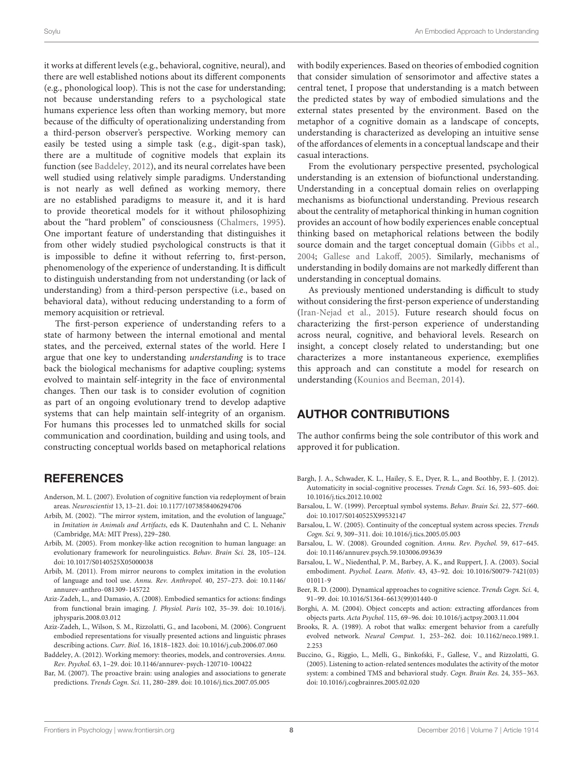it works at different levels (e.g., behavioral, cognitive, neural), and there are well established notions about its different components (e.g., phonological loop). This is not the case for understanding; not because understanding refers to a psychological state humans experience less often than working memory, but more because of the difficulty of operationalizing understanding from a third-person observer's perspective. Working memory can easily be tested using a simple task (e.g., digit-span task), there are a multitude of cognitive models that explain its function (see Baddeley, 2012), and its neural correlates have been well studied using relatively simple paradigms. Understanding is not nearly as well defined as working memory, there are no established paradigms to measure it, and it is hard to provide theoretical models for it without philosophizing about the "hard problem" of consciousness (Chalmers, 1995). One important feature of understanding that distinguishes it from other widely studied psychological constructs is that it is impossible to define it without referring to, first-person, phenomenology of the experience of understanding. It is difficult to distinguish understanding from not understanding (or lack of understanding) from a third-person perspective (i.e., based on behavioral data), without reducing understanding to a form of memory acquisition or retrieval.

The first-person experience of understanding refers to a state of harmony between the internal emotional and mental states, and the perceived, external states of the world. Here I argue that one key to understanding *understanding* is to trace back the biological mechanisms for adaptive coupling; systems evolved to maintain self-integrity in the face of environmental changes. Then our task is to consider evolution of cognition as part of an ongoing evolutionary trend to develop adaptive systems that can help maintain self-integrity of an organism. For humans this processes led to unmatched skills for social communication and coordination, building and using tools, and constructing conceptual worlds based on metaphorical relations with bodily experiences. Based on theories of embodied cognition that consider simulation of sensorimotor and affective states a central tenet, I propose that understanding is a match between the predicted states by way of embodied simulations and the external states presented by the environment. Based on the metaphor of a cognitive domain as a landscape of concepts, understanding is characterized as developing an intuitive sense of the affordances of elements in a conceptual landscape and their casual interactions.

From the evolutionary perspective presented, psychological understanding is an extension of biofunctional understanding. Understanding in a conceptual domain relies on overlapping mechanisms as biofunctional understanding. Previous research about the centrality of metaphorical thinking in human cognition provides an account of how bodily experiences enable conceptual thinking based on metaphorical relations between the bodily source domain and the target conceptual domain (Gibbs et al., 2004; Gallese and Lakoff, 2005). Similarly, mechanisms of understanding in bodily domains are not markedly different than understanding in conceptual domains.

As previously mentioned understanding is difficult to study without considering the first-person experience of understanding (Iran-Nejad et al., 2015). Future research should focus on characterizing the first-person experience of understanding across neural, cognitive, and behavioral levels. Research on insight, a concept closely related to understanding; but one characterizes a more instantaneous experience, exemplifies this approach and can constitute a model for research on understanding (Kounios and Beeman, 2014).

## AUTHOR CONTRIBUTIONS

The author confirms being the sole contributor of this work and approved it for publication.

## REFERENCES

Anderson, M. L. (2007). Evolution of cognitive function via redeployment of brain areas. *Neuroscientist* 13, 13–21. doi: 10.1177/1073858406294706

Arbib, M. (2002). "The mirror system, imitation, and the evolution of language," in *Imitation in Animals and Artifacts,* eds K. Dautenhahn and C. L. Nehaniv (Cambridge, MA: MIT Press), 229–280.

Arbib, M. (2005). From monkey-like action recognition to human language: an evolutionary framework for neurolinguistics. *Behav. Brain Sci.* 28, 105–124. doi: 10.1017/S0140525X05000038

Arbib, M. (2011). From mirror neurons to complex imitation in the evolution of language and tool use. *Annu. Rev. Anthropol.* 40, 257–273. doi: 10.1146/annurev-anthro-081309-145722

Aziz-Zadeh, L., and Damasio, A. (2008). Embodied semantics for actions: findings from functional brain imaging. *J. Physiol. Paris* 102, 35–39. doi: 10.1016/j.jphysparis.2008.03.012

Aziz-Zadeh, L., Wilson, S. M., Rizzolatti, G., and Iacoboni, M. (2006). Congruent embodied representations for visually presented actions and linguistic phrases describing actions. *Curr. Biol.* 16, 1818–1823. doi: 10.1016/j.cub.2006.07.060

Baddeley, A. (2012). Working memory: theories, models, and controversies. *Annu. Rev. Psychol.* 63, 1–29. doi: 10.1146/annurev-psych-120710-100422

Bar, M. (2007). The proactive brain: using analogies and associations to generate predictions. *Trends Cogn. Sci.* 11, 280–289. doi: 10.1016/j.tics.2007.05.005

Bargh, J. A., Schwader, K. L., Hailey, S. E., Dyer, R. L., and Boothby, E. J. (2012). Automaticity in social-cognitive processes. *Trends Cogn. Sci.* 16, 593–605. doi: 10.1016/j.tics.2012.10.002

Barsalou, L. W. (1999). Perceptual symbol systems. *Behav. Brain Sci.* 22, 577–660. doi: 10.1017/S0140525X99532147

Barsalou, L. W. (2005). Continuity of the conceptual system across species. *Trends Cogn. Sci.* 9, 309–311. doi: 10.1016/j.tics.2005.05.003

Barsalou, L. W. (2008). Grounded cognition. *Annu. Rev. Psychol.* 59, 617–645. doi: 10.1146/annurev.psych.59.103006.093639

Barsalou, L. W., Niedenthal, P. M., Barbey, A. K., and Ruppert, J. A. (2003). Social embodiment. *Psychol. Learn. Motiv.* 43, 43–92. doi: 10.1016/S0079-7421(03)01011-9

Beer, R. D. (2000). Dynamical approaches to cognitive science. *Trends Cogn. Sci.* 4, 91–99. doi: 10.1016/S1364-6613(99)01440-0

Borghi, A. M. (2004). Object concepts and action: extracting affordances from objects parts. *Acta Psychol.* 115, 69–96. doi: 10.1016/j.actpsy.2003.11.004

Brooks, R. A. (1989). A robot that walks: emergent behavior from a carefully evolved network. *Neural Comput.* 1, 253–262. doi: 10.1162/neco.1989.1.2.253

Buccino, G., Riggio, L., Melli, G., Binkofski, F., Gallese, V., and Rizzolatti, G. (2005). Listening to action-related sentences modulates the activity of the motor system: a combined TMS and behavioral study. *Cogn. Brain Res.* 24, 355–363. doi: 10.1016/j.cogbrainres.2005.02.020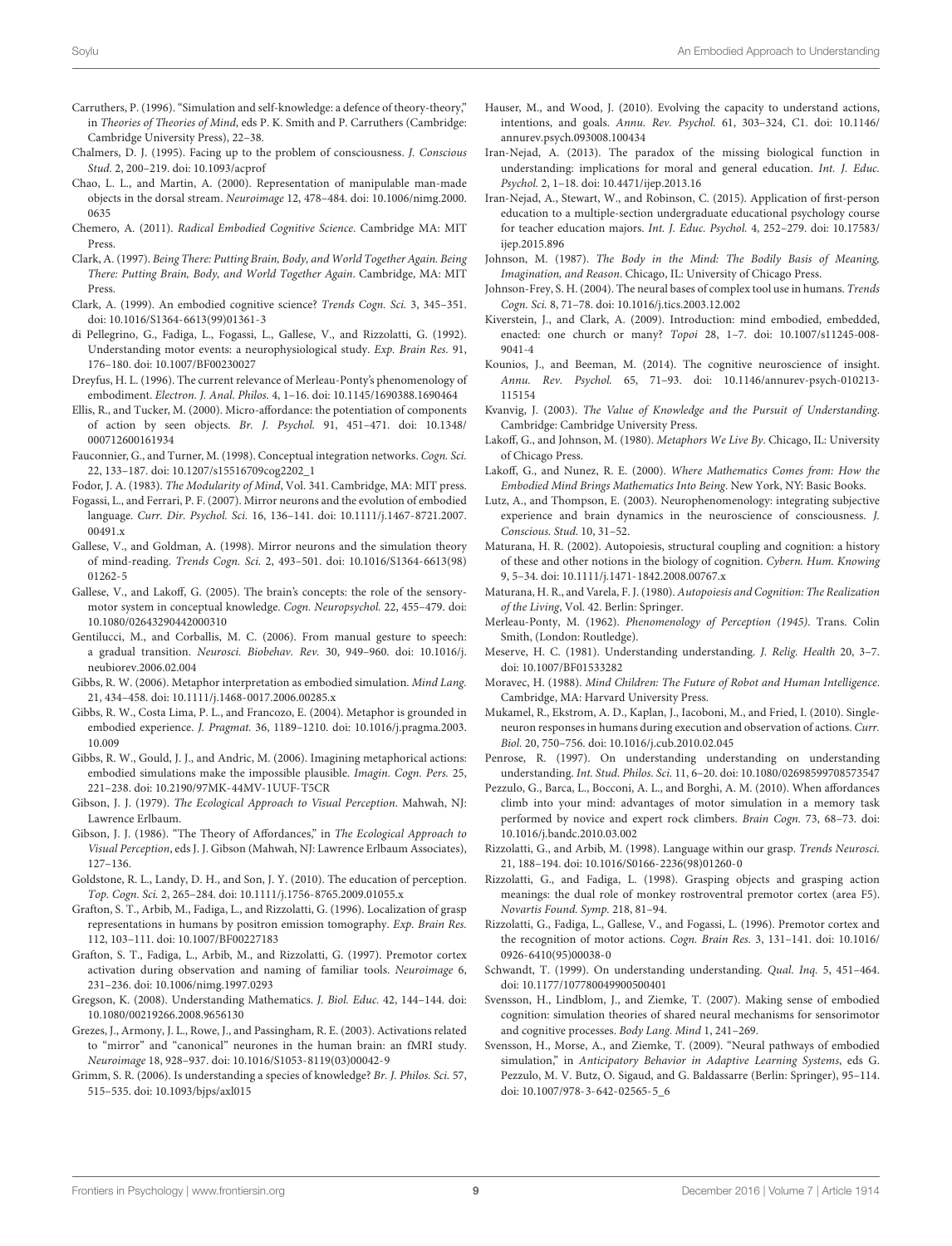Carruthers, P. (1996). "Simulation and self-knowledge: a defence of theory-theory," in *Theories of Theories of Mind*, eds P. K. Smith and P. Carruthers (Cambridge: Cambridge University Press), 22–38.

Chalmers, D. J. (1995). Facing up to the problem of consciousness. *J. Conscious Stud.* 2, 200–219. doi: 10.1093/acprof

Chao, L. L., and Martin, A. (2000). Representation of manipulable man-made objects in the dorsal stream. *Neuroimage* 12, 478–484. doi: 10.1006/nimg.2000.0635

Chemero, A. (2011). *Radical Embodied Cognitive Science*. Cambridge MA: MIT Press.

Clark, A. (1997). *Being There: Putting Brain, Body, and World Together Again. Being There: Putting Brain, Body, and World Together Again*. Cambridge, MA: MIT Press.

Clark, A. (1999). An embodied cognitive science? *Trends Cogn. Sci.* 3, 345–351. doi: 10.1016/S1364-6613(99)01361-3

di Pellegrino, G., Fadiga, L., Fogassi, L., Gallese, V., and Rizzolatti, G. (1992). Understanding motor events: a neurophysiological study. *Exp. Brain Res.* 91, 176–180. doi: 10.1007/BF00230027

Dreyfus, H. L. (1996). The current relevance of Merleau-Ponty's phenomenology of embodiment. *Electron. J. Anal. Philos.* 4, 1–16. doi: 10.1145/1690388.1690464

Ellis, R., and Tucker, M. (2000). Micro-affordance: the potentiation of components of action by seen objects. *Br. J. Psychol.* 91, 451–471. doi: 10.1348/000712600161934

Fauconnier, G., and Turner, M. (1998). Conceptual integration networks. *Cogn. Sci.* 22, 133–187. doi: 10.1207/s15516709cog2202_1

Fodor, J. A. (1983). *The Modularity of Mind*, Vol. 341. Cambridge, MA: MIT press.

Fogassi, L., and Ferrari, P. F. (2007). Mirror neurons and the evolution of embodied language. *Curr. Dir. Psychol. Sci.* 16, 136–141. doi: 10.1111/j.1467-8721.2007.00491.x

Gallese, V., and Goldman, A. (1998). Mirror neurons and the simulation theory of mind-reading. *Trends Cogn. Sci.* 2, 493–501. doi: 10.1016/S1364-6613(98)01262-5

Gallese, V., and Lakoff, G. (2005). The brain's concepts: the role of the sensory-motor system in conceptual knowledge. *Cogn. Neuropsychol.* 22, 455–479. doi: 10.1080/02643290442000310

Gentilucci, M., and Corballis, M. C. (2006). From manual gesture to speech: a gradual transition. *Neurosci. Biobehav. Rev.* 30, 949–960. doi: 10.1016/j.neubiorev.2006.02.004

Gibbs, R. W. (2006). Metaphor interpretation as embodied simulation. *Mind Lang.* 21, 434–458. doi: 10.1111/j.1468-0017.2006.00285.x

Gibbs, R. W., Costa Lima, P. L., and Francozo, E. (2004). Metaphor is grounded in embodied experience. *J. Pragmat.* 36, 1189–1210. doi: 10.1016/j.pragma.2003.10.009

Gibbs, R. W., Gould, J. J., and Andric, M. (2006). Imagining metaphorical actions: embodied simulations make the impossible plausible. *Imagin. Cogn. Pers.* 25, 221–238. doi: 10.2190/97MK-44MV-1UUF-T5CR

Gibson, J. J. (1979). *The Ecological Approach to Visual Perception*. Mahwah, NJ: Lawrence Erlbaum.

Gibson, J. J. (1986). "The Theory of Affordances," in *The Ecological Approach to Visual Perception*, eds J. J. Gibson (Mahwah, NJ: Lawrence Erlbaum Associates), 127–136.

Goldstone, R. L., Landy, D. H., and Son, J. Y. (2010). The education of perception. *Top. Cogn. Sci.* 2, 265–284. doi: 10.1111/j.1756-8765.2009.01055.x

Grafton, S. T., Arbib, M., Fadiga, L., and Rizzolatti, G. (1996). Localization of grasp representations in humans by positron emission tomography. *Exp. Brain Res.* 112, 103–111. doi: 10.1007/BF00227183

Grafton, S. T., Fadiga, L., Arbib, M., and Rizzolatti, G. (1997). Premotor cortex activation during observation and naming of familiar tools. *Neuroimage* 6, 231–236. doi: 10.1006/nimg.1997.0293

Gregson, K. (2008). Understanding Mathematics. *J. Biol. Educ.* 42, 144–144. doi: 10.1080/00219266.2008.9656130

Grezes, J., Armony, J. L., Rowe, J., and Passingham, R. E. (2003). Activations related to "mirror" and "canonical" neurones in the human brain: an fMRI study. *Neuroimage* 18, 928–937. doi: 10.1016/S1053-8119(03)00042-9

Grimm, S. R. (2006). Is understanding a species of knowledge? *Br. J. Philos. Sci.* 57, 515–535. doi: 10.1093/bjps/axl015

Hauser, M., and Wood, J. (2010). Evolving the capacity to understand actions, intentions, and goals. *Annu. Rev. Psychol.* 61, 303–324, C1. doi: 10.1146/annurev.psych.093008.100434

Iran-Nejad, A. (2013). The paradox of the missing biological function in understanding: implications for moral and general education. *Int. J. Educ. Psychol.* 2, 1–18. doi: 10.4471/ijep.2013.16

Iran-Nejad, A., Stewart, W., and Robinson, C. (2015). Application of first-person education to a multiple-section undergraduate educational psychology course for teacher education majors. *Int. J. Educ. Psychol.* 4, 252–279. doi: 10.17583/ijep.2015.896

Johnson, M. (1987). *The Body in the Mind: The Bodily Basis of Meaning, Imagination, and Reason*. Chicago, IL: University of Chicago Press.

Johnson-Frey, S. H. (2004). The neural bases of complex tool use in humans. *Trends Cogn. Sci.* 8, 71–78. doi: 10.1016/j.tics.2003.12.002

Kiverstein, J., and Clark, A. (2009). Introduction: mind embodied, embedded, enacted: one church or many? *Topoi* 28, 1–7. doi: 10.1007/s11245-008-9041-4

Kounios, J., and Beeman, M. (2014). The cognitive neuroscience of insight. *Annu. Rev. Psychol.* 65, 71–93. doi: 10.1146/annurev-psych-010213-115154

Kvanvig, J. (2003). *The Value of Knowledge and the Pursuit of Understanding*. Cambridge: Cambridge University Press.

Lakoff, G., and Johnson, M. (1980). *Metaphors We Live By*. Chicago, IL: University of Chicago Press.

Lakoff, G., and Nunez, R. E. (2000). *Where Mathematics Comes from: How the Embodied Mind Brings Mathematics Into Being*. New York, NY: Basic Books.

Lutz, A., and Thompson, E. (2003). Neurophenomenology: integrating subjective experience and brain dynamics in the neuroscience of consciousness. *J. Conscious. Stud.* 10, 31–52.

Maturana, H. R. (2002). Autopoiesis, structural coupling and cognition: a history of these and other notions in the biology of cognition. *Cybern. Hum. Knowing* 9, 5–34. doi: 10.1111/j.1471-1842.2008.00767.x

Maturana, H. R., and Varela, F. J. (1980). *Autopoiesis and Cognition: The Realization of the Living*, Vol. 42. Berlin: Springer.

Merleau-Ponty, M. (1962). *Phenomenology of Perception (1945)*. Trans. Colin Smith, (London: Routledge).

Meserve, H. C. (1981). Understanding understanding. *J. Relig. Health* 20, 3–7. doi: 10.1007/BF01533282

Moravec, H. (1988). *Mind Children: The Future of Robot and Human Intelligence*. Cambridge, MA: Harvard University Press.

Mukamel, R., Ekstrom, A. D., Kaplan, J., Iacoboni, M., and Fried, I. (2010). Single-neuron responses in humans during execution and observation of actions. *Curr. Biol.* 20, 750–756. doi: 10.1016/j.cub.2010.02.045

Penrose, R. (1997). On understanding understanding on understanding understanding. *Int. Stud. Philos. Sci.* 11, 6–20. doi: 10.1080/02698599708573547

Pezzulo, G., Barca, L., Bocconi, A. L., and Borghi, A. M. (2010). When affordances climb into your mind: advantages of motor simulation in a memory task performed by novice and expert rock climbers. *Brain Cogn.* 73, 68–73. doi: 10.1016/j.bandc.2010.03.002

Rizzolatti, G., and Arbib, M. (1998). Language within our grasp. *Trends Neurosci.* 21, 188–194. doi: 10.1016/S0166-2236(98)01260-0

Rizzolatti, G., and Fadiga, L. (1998). Grasping objects and grasping action meanings: the dual role of monkey rostroventral premotor cortex (area F5). *Novartis Found. Symp.* 218, 81–94.

Rizzolatti, G., Fadiga, L., Gallese, V., and Fogassi, L. (1996). Premotor cortex and the recognition of motor actions. *Cogn. Brain Res.* 3, 131–141. doi: 10.1016/0926-6410(95)00038-0

Schwandt, T. (1999). On understanding understanding. *Qual. Inq.* 5, 451–464. doi: 10.1177/107780049900500401

Svensson, H., Lindblom, J., and Ziemke, T. (2007). Making sense of embodied cognition: simulation theories of shared neural mechanisms for sensorimotor and cognitive processes. *Body Lang. Mind* 1, 241–269.

Svensson, H., Morse, A., and Ziemke, T. (2009). "Neural pathways of embodied simulation," in *Anticipatory Behavior in Adaptive Learning Systems*, eds G. Pezzulo, M. V. Butz, O. Sigaud, and G. Baldassarre (Berlin: Springer), 95–114. doi: 10.1007/978-3-642-02565-5_6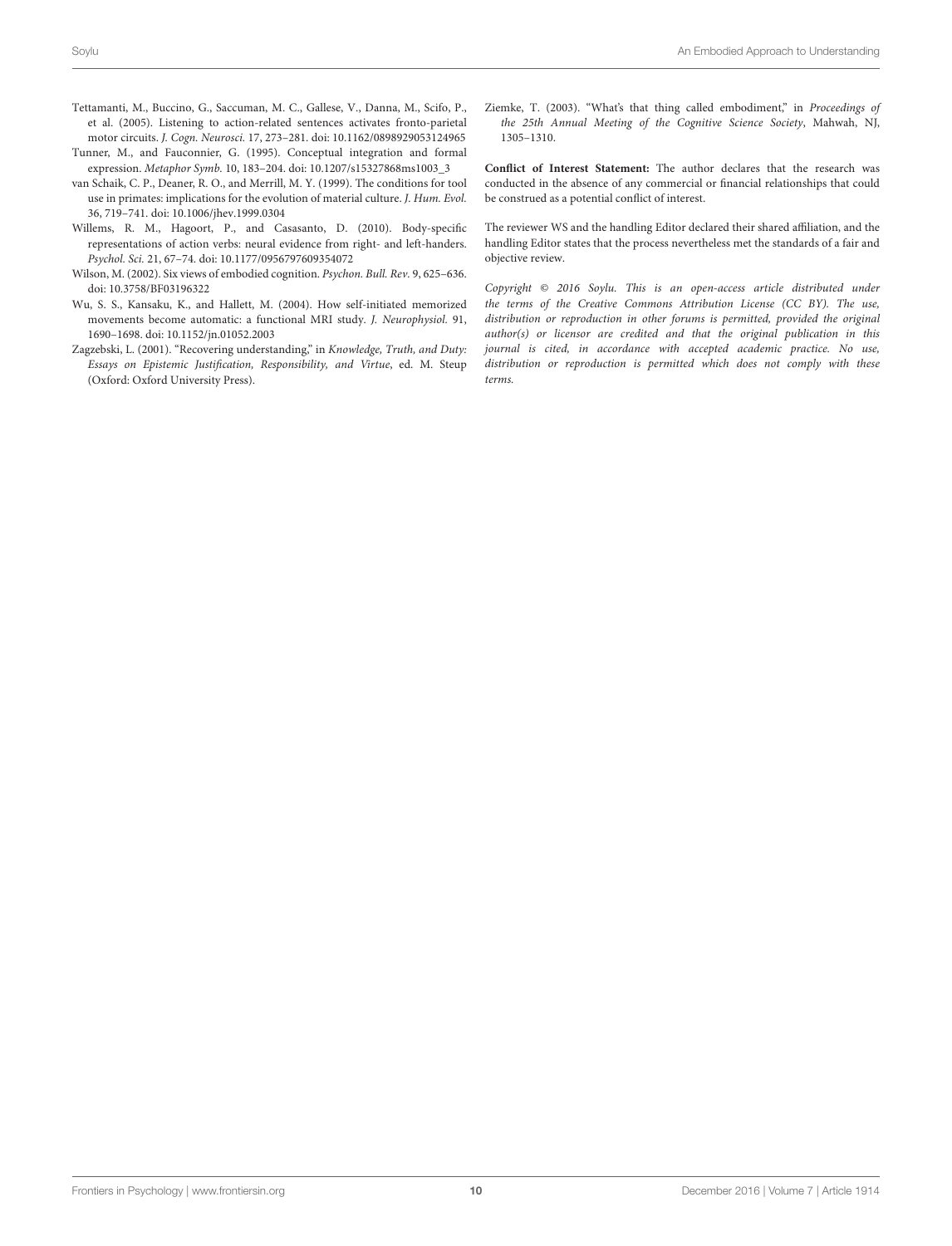Tettamanti, M., Buccino, G., Saccuman, M. C., Gallese, V., Danna, M., Scifo, P., et al. (2005). Listening to action-related sentences activates fronto-parietal motor circuits. *J. Cogn. Neurosci.* 17, 273–281. doi: 10.1162/0898929053124965

Tunner, M., and Fauconnier, G. (1995). Conceptual integration and formal expression. *Metaphor Symb.* 10, 183–204. doi: 10.1207/s15327868ms1003_3

van Schaik, C. P., Deaner, R. O., and Merrill, M. Y. (1999). The conditions for tool use in primates: implications for the evolution of material culture. *J. Hum. Evol.* 36, 719–741. doi: 10.1006/jhev.1999.0304

Willems, R. M., Hagoort, P., and Casasanto, D. (2010). Body-specific representations of action verbs: neural evidence from right- and left-handers. *Psychol. Sci.* 21, 67–74. doi: 10.1177/0956797609354072

Wilson, M. (2002). Six views of embodied cognition. *Psychon. Bull. Rev.* 9, 625–636. doi: 10.3758/BF03196322

Wu, S. S., Kansaku, K., and Hallett, M. (2004). How self-initiated memorized movements become automatic: a functional MRI study. *J. Neurophysiol.* 91, 1690–1698. doi: 10.1152/jn.01052.2003

Zagzebski, L. (2001). "Recovering understanding," in *Knowledge, Truth, and Duty: Essays on Epistemic Justification, Responsibility, and Virtue*, ed. M. Steup (Oxford: Oxford University Press).

Ziemke, T. (2003). "What's that thing called embodiment," in *Proceedings of the 25th Annual Meeting of the Cognitive Science Society*, Mahwah, NJ, 1305–1310.

**Conflict of Interest Statement:** The author declares that the research was conducted in the absence of any commercial or financial relationships that could be construed as a potential conflict of interest.

The reviewer WS and the handling Editor declared their shared affiliation, and the handling Editor states that the process nevertheless met the standards of a fair and objective review.

*Copyright © 2016 Soylu. This is an open-access article distributed under the terms of the Creative Commons Attribution License (CC BY). The use, distribution or reproduction in other forums is permitted, provided the original author(s) or licensor are credited and that the original publication in this journal is cited, in accordance with accepted academic practice. No use, distribution or reproduction is permitted which does not comply with these terms.*